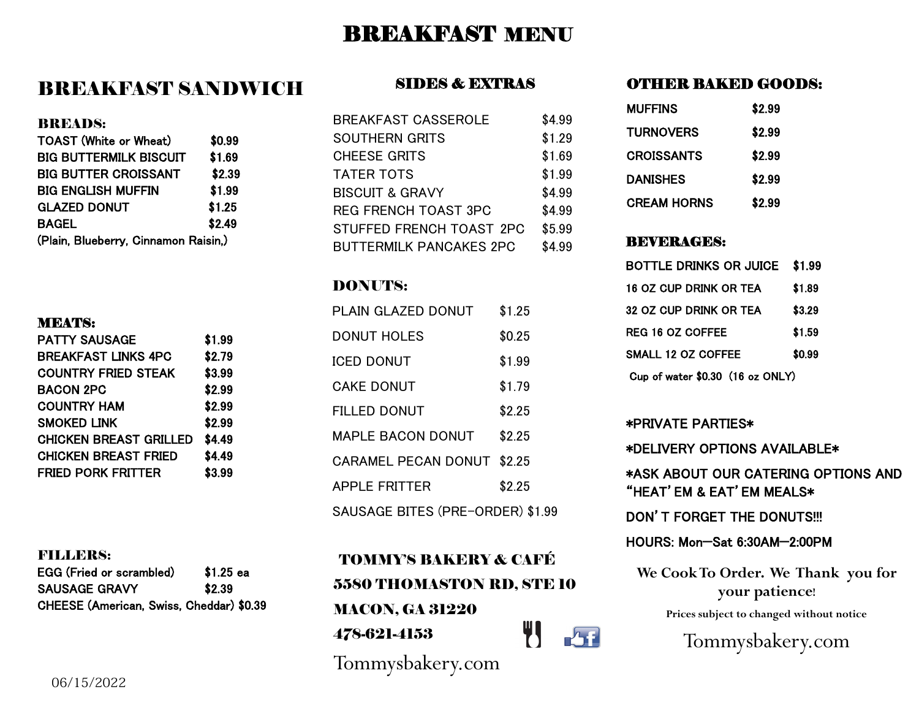# BREAKFAST MENU

## BREAKFAST SANDWICH

### BREADS:

| Item | Price |
|---|---|
| TOAST (White or Wheat) | $0.99 |
| BIG BUTTERMILK BISCUIT | $1.69 |
| BIG BUTTER CROISSANT | $2.39 |
| BIG ENGLISH MUFFIN | $1.99 |
| GLAZED DONUT | $1.25 |
| BAGEL | $2.49 |

(Plain, Blueberry, Cinnamon Raisin,)

### MEATS:

| Item | Price |
|---|---|
| PATTY SAUSAGE | $1.99 |
| BREAKFAST LINKS 4PC | $2.79 |
| COUNTRY FRIED STEAK | $3.99 |
| BACON 2PC | $2.99 |
| COUNTRY HAM | $2.99 |
| SMOKED LINK | $2.99 |
| CHICKEN BREAST GRILLED | $4.49 |
| CHICKEN BREAST FRIED | $4.49 |
| FRIED PORK FRITTER | $3.99 |

### FILLERS:

| Item | Price |
|---|---|
| EGG (Fried or scrambled) | $1.25 ea |
| SAUSAGE GRAVY | $2.39 |
| CHEESE (American, Swiss, Cheddar) | $0.39 |

06/15/2022

## SIDES & EXTRAS

| Item | Price |
|---|---|
| BREAKFAST CASSEROLE | $4.99 |
| SOUTHERN GRITS | $1.29 |
| CHEESE GRITS | $1.69 |
| TATER TOTS | $1.99 |
| BISCUIT & GRAVY | $4.99 |
| REG FRENCH TOAST 3PC | $4.99 |
| STUFFED FRENCH TOAST 2PC | $5.99 |
| BUTTERMILK PANCAKES 2PC | $4.99 |

### DONUTS:

| Item | Price |
|---|---|
| PLAIN GLAZED DONUT | $1.25 |
| DONUT HOLES | $0.25 |
| ICED DONUT | $1.99 |
| CAKE DONUT | $1.79 |
| FILLED DONUT | $2.25 |
| MAPLE BACON DONUT | $2.25 |
| CARAMEL PECAN DONUT | $2.25 |
| APPLE FRITTER | $2.25 |
| SAUSAGE BITES (PRE-ORDER) | $1.99 |

**TOMMY'S BAKERY & CAFÉ**
**5580 THOMASTON RD, STE 10**
**MACON, GA 31220**
**478-621-4153**

Tommysbakery.com

### OTHER BAKED GOODS:

| Item | Price |
|---|---|
| MUFFINS | $2.99 |
| TURNOVERS | $2.99 |
| CROISSANTS | $2.99 |
| DANISHES | $2.99 |
| CREAM HORNS | $2.99 |

### BEVERAGES:

| Item | Price |
|---|---|
| BOTTLE DRINKS OR JUICE | $1.99 |
| 16 OZ CUP DRINK OR TEA | $1.89 |
| 32 OZ CUP DRINK OR TEA | $3.29 |
| REG 16 OZ COFFEE | $1.59 |
| SMALL 12 OZ COFFEE | $0.99 |

Cup of water $0.30 (16 oz ONLY)

*PRIVATE PARTIES*

*DELIVERY OPTIONS AVAILABLE*

*ASK ABOUT OUR CATERING OPTIONS AND "HEAT' EM & EAT' EM MEALS*

DON' T FORGET THE DONUTS!!!

HOURS: Mon—Sat 6:30AM—2:00PM

**We Cook To Order. We Thank you for your patience!**

**Prices subject to changed without notice**

Tommysbakery.com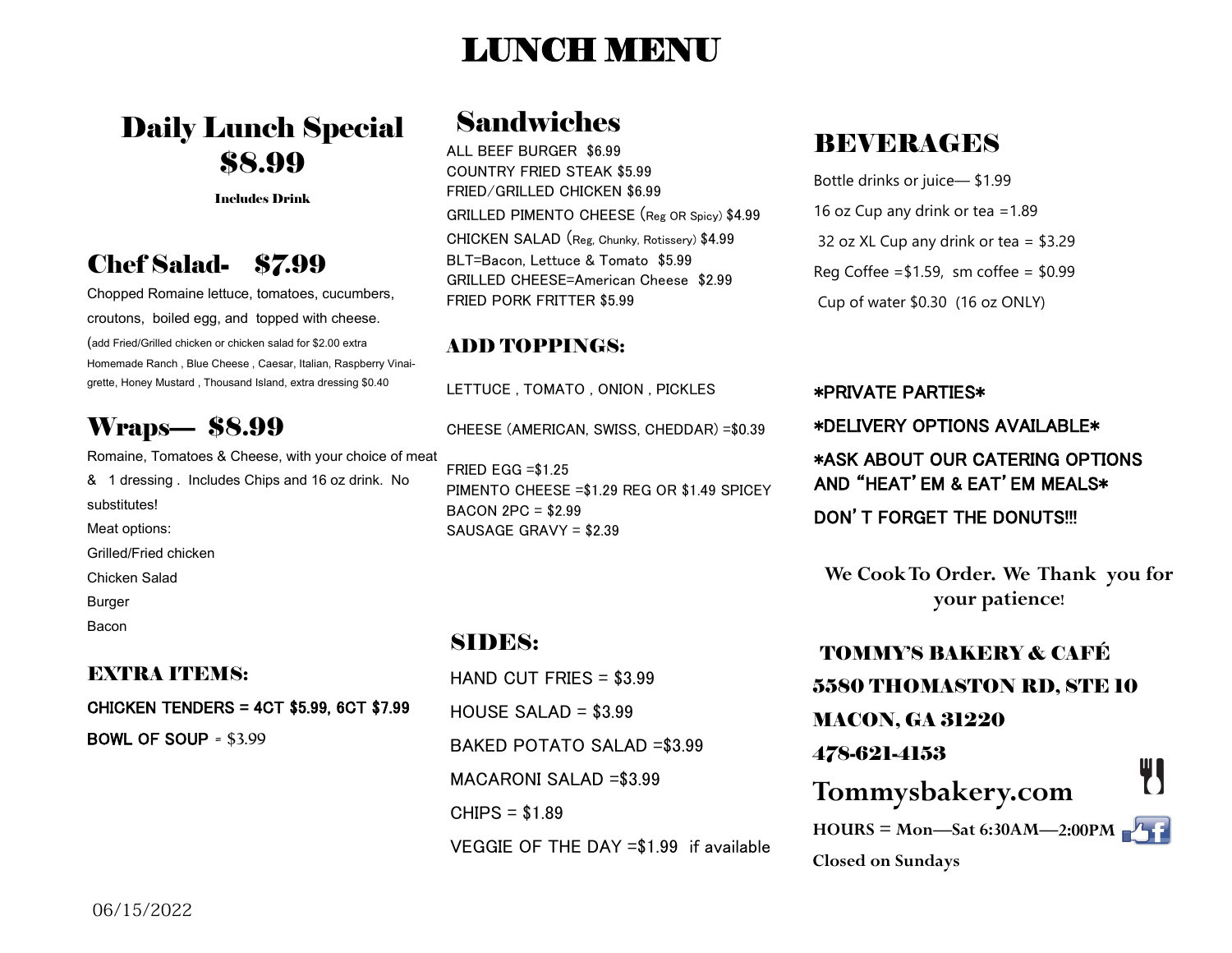# LUNCH MENU

## Daily Lunch Special $8.99

**Includes Drink**

## Chef Salad- $7.99

Chopped Romaine lettuce, tomatoes, cucumbers, croutons, boiled egg, and topped with cheese.

(add Fried/Grilled chicken or chicken salad for $2.00 extra

Homemade Ranch , Blue Cheese , Caesar, Italian, Raspberry Vinaigrette, Honey Mustard , Thousand Island, extra dressing $0.40

## Wraps— $8.99

Romaine, Tomatoes & Cheese, with your choice of meat & 1 dressing . Includes Chips and 16 oz drink. No substitutes!

Meat options:

Grilled/Fried chicken

Chicken Salad

Burger

Bacon

### EXTRA ITEMS:

**CHICKEN TENDERS = 4CT $5.99, 6CT $7.99**

**BOWL OF SOUP** = $3.99

## Sandwiches

ALL BEEF BURGER $6.99

COUNTRY FRIED STEAK $5.99

FRIED/GRILLED CHICKEN $6.99

GRILLED PIMENTO CHEESE (Reg OR Spicy) $4.99

CHICKEN SALAD (Reg, Chunky, Rotissery) $4.99

BLT=Bacon, Lettuce & Tomato $5.99

GRILLED CHEESE=American Cheese $2.99

FRIED PORK FRITTER $5.99

### ADD TOPPINGS:

LETTUCE , TOMATO , ONION , PICKLES

CHEESE (AMERICAN, SWISS, CHEDDAR) =$0.39

FRIED EGG =$1.25

PIMENTO CHEESE =$1.29 REG OR $1.49 SPICEY

BACON 2PC = $2.99

SAUSAGE GRAVY = $2.39

### SIDES:

HAND CUT FRIES = $3.99

HOUSE SALAD = $3.99

BAKED POTATO SALAD =$3.99

MACARONI SALAD =$3.99

CHIPS = $1.89

VEGGIE OF THE DAY =$1.99 if available

## BEVERAGES

Bottle drinks or juice— $1.99

16 oz Cup any drink or tea =1.89

32 oz XL Cup any drink or tea = $3.29

Reg Coffee =$1.59, sm coffee = $0.99

Cup of water $0.30 (16 oz ONLY)

**\*PRIVATE PARTIES\***

**\*DELIVERY OPTIONS AVAILABLE\***

**\*ASK ABOUT OUR CATERING OPTIONS AND "HEAT' EM & EAT' EM MEALS\***

**DON' T FORGET THE DONUTS!!!**

**We Cook To Order. We Thank you for your patience!**

**TOMMY'S BAKERY & CAFÉ**

**5580 THOMASTON RD, STE 10**

**MACON, GA 31220**

**478-621-4153**

**Tommysbakery.com**

**HOURS = Mon—Sat 6:30AM—2:00PM**

**Closed on Sundays**

06/15/2022